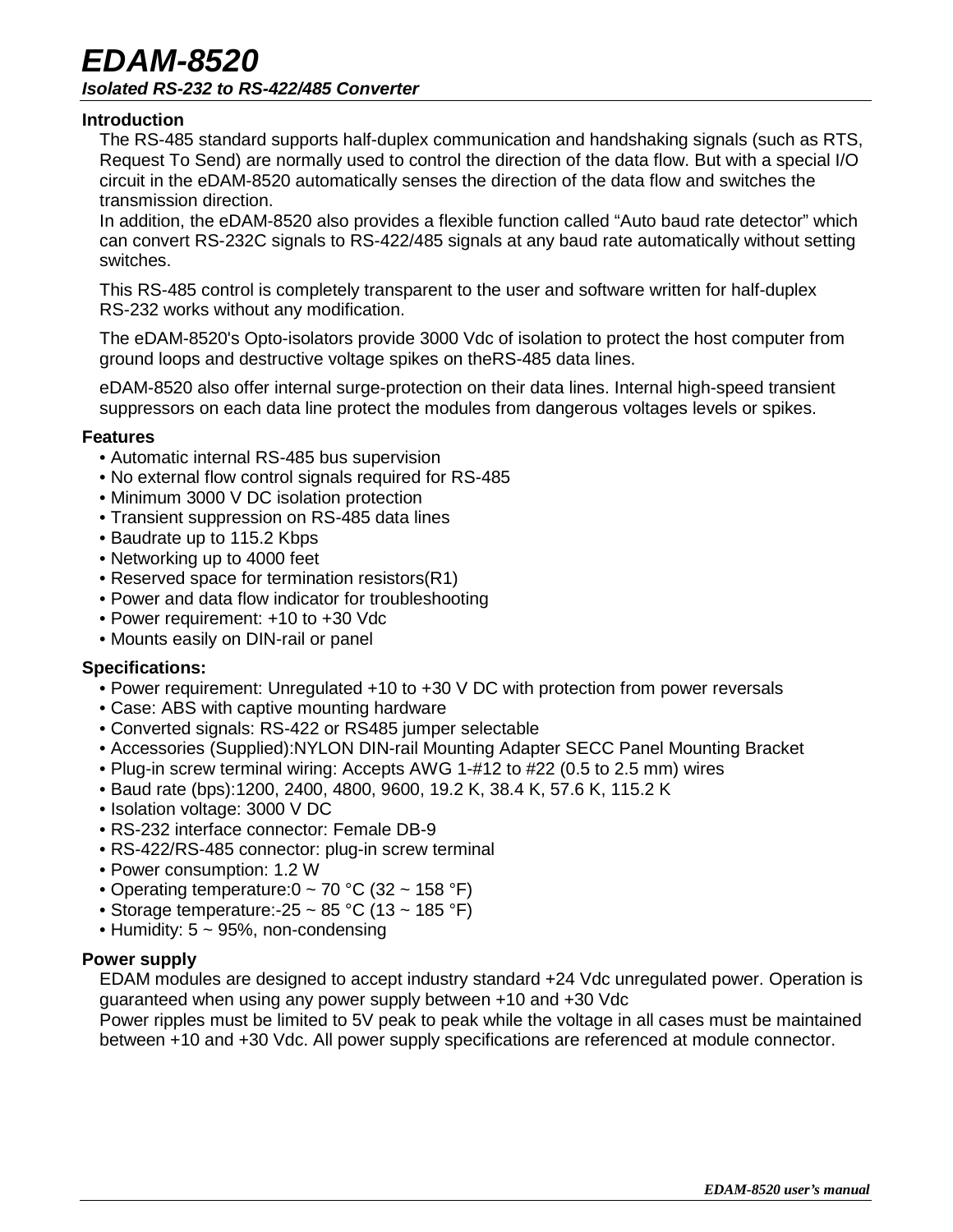# EDAM-8520

### *Isolated RS-232 to RS-422/485 Converter*

**Introduction**

The RS-485 standard supports half-duplex communication and handshaking signals (such as RTS, Request To Send) are normally used to control the direction of the data flow. But with a special I/O circuit in the eDAM-8520 automatically senses the direction of the data flow and switches the transmission direction.
In addition, the eDAM-8520 also provides a flexible function called "Auto baud rate detector" which can convert RS-232C signals to RS-422/485 signals at any baud rate automatically without setting switches.

This RS-485 control is completely transparent to the user and software written for half-duplex RS-232 works without any modification.

The eDAM-8520's Opto-isolators provide 3000 Vdc of isolation to protect the host computer from ground loops and destructive voltage spikes on theRS-485 data lines.

eDAM-8520 also offer internal surge-protection on their data lines. Internal high-speed transient suppressors on each data line protect the modules from dangerous voltages levels or spikes.

**Features**

- Automatic internal RS-485 bus supervision
- No external flow control signals required for RS-485
- Minimum 3000 V DC isolation protection
- Transient suppression on RS-485 data lines
- Baudrate up to 115.2 Kbps
- Networking up to 4000 feet
- Reserved space for termination resistors(R1)
- Power and data flow indicator for troubleshooting
- Power requirement: +10 to +30 Vdc
- Mounts easily on DIN-rail or panel

**Specifications:**

- Power requirement: Unregulated +10 to +30 V DC with protection from power reversals
- Case: ABS with captive mounting hardware
- Converted signals: RS-422 or RS485 jumper selectable
- Accessories (Supplied):NYLON DIN-rail Mounting Adapter SECC Panel Mounting Bracket
- Plug-in screw terminal wiring: Accepts AWG 1-#12 to #22 (0.5 to 2.5 mm) wires
- Baud rate (bps):1200, 2400, 4800, 9600, 19.2 K, 38.4 K, 57.6 K, 115.2 K
- Isolation voltage: 3000 V DC
- RS-232 interface connector: Female DB-9
- RS-422/RS-485 connector: plug-in screw terminal
- Power consumption: 1.2 W
- Operating temperature:0 ~ 70 °C (32 ~ 158 °F)
- Storage temperature:-25 ~ 85 °C (13 ~ 185 °F)
- Humidity: 5 ~ 95%, non-condensing

**Power supply**

EDAM modules are designed to accept industry standard +24 Vdc unregulated power. Operation is guaranteed when using any power supply between +10 and +30 Vdc
Power ripples must be limited to 5V peak to peak while the voltage in all cases must be maintained between +10 and +30 Vdc. All power supply specifications are referenced at module connector.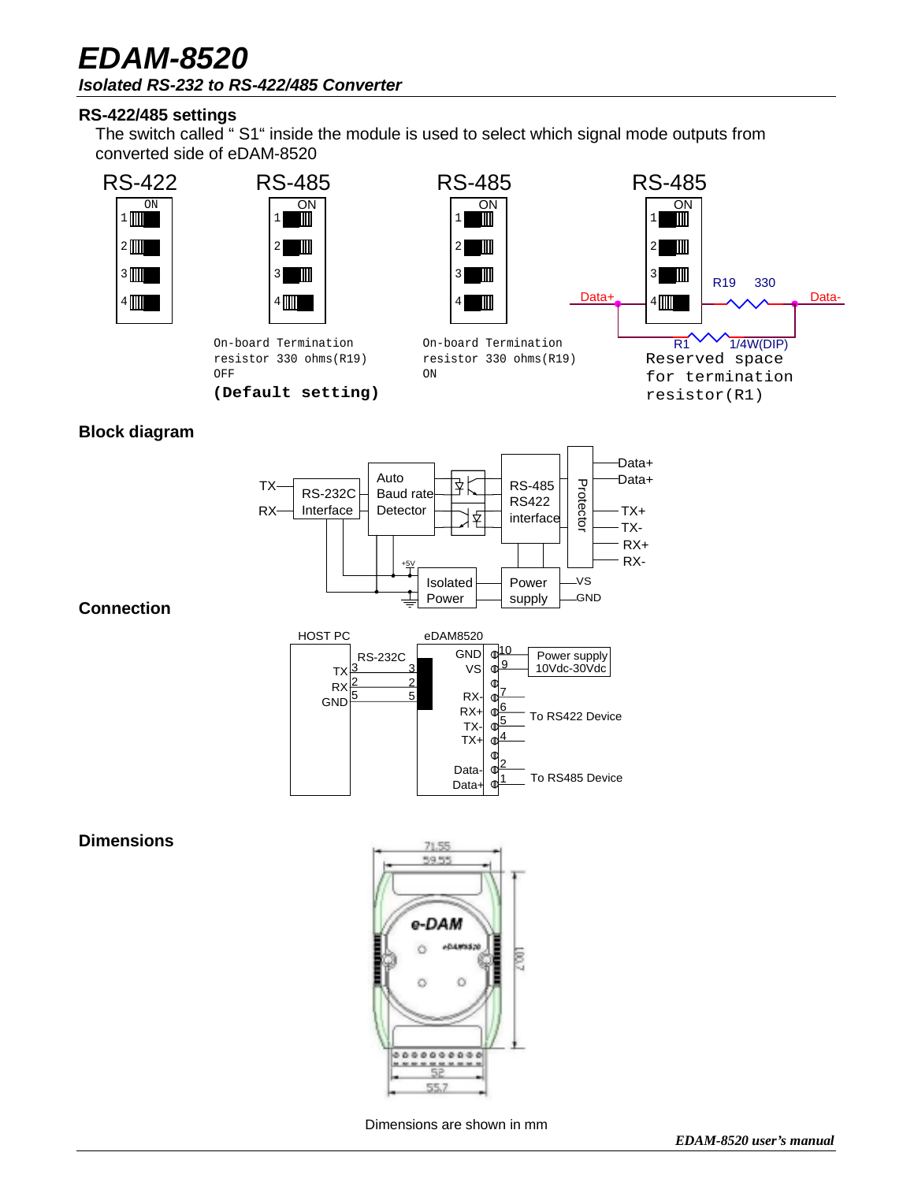# EDAM-8520

***Isolated RS-232 to RS-422/485 Converter***

## RS-422/485 settings

The switch called " S1" inside the module is used to select which signal mode outputs from converted side of eDAM-8520

RS-422

ON
1
2
3
4

RS-485

ON
1
2
3
4

On-board Termination resistor 330 ohms(R19) OFF

**(Default setting)**

RS-485

ON
1
2
3
4

On-board Termination resistor 330 ohms(R19) ON

RS-485

ON
1
2
3
4

Data+
R19 330
Data-
R1 1/4W(DIP)

Reserved space for termination resistor(R1)

## Block diagram

TX
RX
RS-232C Interface
Auto Baud rate Detector
RS-485 RS422 interface
Protector
Data+
Data+
TX+
TX-
RX+
RX-
+5V
Isolated Power
Power supply
VS
GND

## Connection

HOST PC
eDAM8520
RS-232C
TX 3 3
RX 2 2
GND 5 5
GND 10
VS 9
Power supply 10Vdc-30Vdc
RX- 7
RX+ 6
TX- 5
TX+ 4
To RS422 Device
Data- 2
Data+ 1
To RS485 Device

## Dimensions

71.55
59.55
e-DAM
eDAM8520
100.7
52
55.7

Dimensions are shown in mm